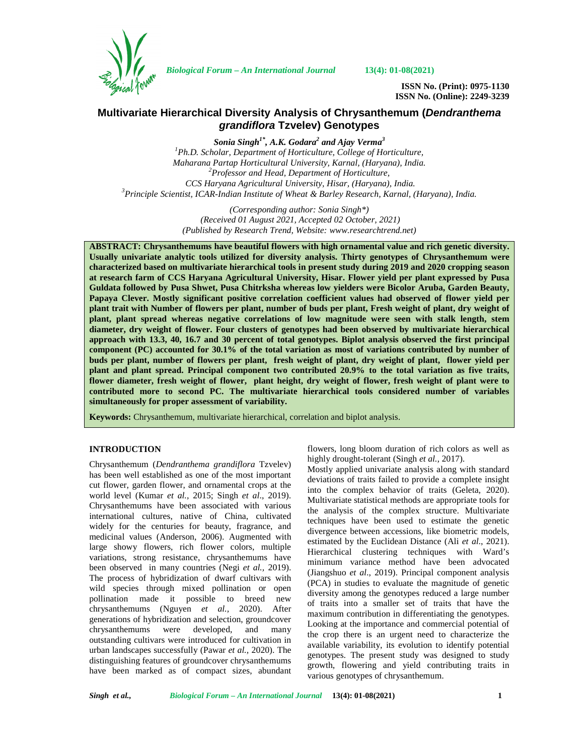Biological Forum – An International Journal 13(4): 01-08(2021)

ISSN No. (Print): 0975-1130
ISSN No. (Online): 2249-3239

# Multivariate Hierarchical Diversity Analysis of Chrysanthemum (*Dendranthema grandiflora* Tzvelev) Genotypes

*Sonia Singh[1*], A.K. Godara[2] and Ajay Verma[3]*

[1]Ph.D. Scholar, Department of Horticulture, College of Horticulture, Maharana Partap Horticultural University, Karnal, (Haryana), India.
[2]Professor and Head, Department of Horticulture, CCS Haryana Agricultural University, Hisar, (Haryana), India.
[3]Principle Scientist, ICAR-Indian Institute of Wheat & Barley Research, Karnal, (Haryana), India.

(Corresponding author: Sonia Singh*)
(Received 01 August 2021, Accepted 02 October, 2021)
(Published by Research Trend, Website: www.researchtrend.net)

**ABSTRACT: Chrysanthemums have beautiful flowers with high ornamental value and rich genetic diversity. Usually univariate analysis tools utilized for diversity analysis. Thirty genotypes of Chrysanthemum were characterized based on multivariate hierarchical tools in present study during 2019 and 2020 cropping season at research farm of CCS Haryana Agricultural University, Hisar. Flower yield per plant expressed by Pusa Guldata followed by Pusa Shwet, Pusa Chitrksha whereas low yielders were Bicolor Aruba, Garden Beauty, Papaya Clever. Mostly significant positive correlation coefficient values had observed of flower yield per plant trait with Number of flowers per plant, number of buds per plant, Fresh weight of plant, dry weight of plant, plant spread whereas negative correlations of low magnitude were seen with stalk length, stem diameter, dry weight of flower. Four clusters of genotypes had been observed by multivariate hierarchical approach with 13.3, 40, 16.7 and 30 percent of total genotypes. Biplot analysis observed the first principal component (PC) accounted for 30.1% of the total variation as most of variations contributed by number of buds per plant, number of flowers per plant, fresh weight of plant, dry weight of plant, flower yield per plant and plant spread. Principal component two contributed 20.9% to the total variation as five traits, flower diameter, fresh weight of flower, plant height, dry weight of flower, fresh weight of plant were to contributed more to second PC. The multivariate hierarchical tools considered number of variables simultaneously for proper assessment of variability.**

**Keywords:** Chrysanthemum, multivariate hierarchical, correlation and biplot analysis.

## INTRODUCTION

Chrysanthemum (*Dendranthema grandiflora* Tzvelev) has been well established as one of the most important cut flower, garden flower, and ornamental crops at the world level (Kumar *et al.,* 2015; Singh *et al*., 2019). Chrysanthemums have been associated with various international cultures, native of China, cultivated widely for the centuries for beauty, fragrance, and medicinal values (Anderson, 2006). Augmented with large showy flowers, rich flower colors, multiple variations, strong resistance, chrysanthemums have been observed in many countries (Negi *et al.,* 2019). The process of hybridization of dwarf cultivars with wild species through mixed pollination or open pollination made it possible to breed new chrysanthemums (Nguyen *et al.,* 2020). After generations of hybridization and selection, groundcover chrysanthemums were developed, and many outstanding cultivars were introduced for cultivation in urban landscapes successfully (Pawar *et al.,* 2020). The distinguishing features of groundcover chrysanthemums have been marked as of compact sizes, abundant flowers, long bloom duration of rich colors as well as highly drought-tolerant (Singh *et al.,* 2017).

Mostly applied univariate analysis along with standard deviations of traits failed to provide a complete insight into the complex behavior of traits (Geleta, 2020). Multivariate statistical methods are appropriate tools for the analysis of the complex structure. Multivariate techniques have been used to estimate the genetic divergence between accessions, like biometric models, estimated by the Euclidean Distance (Ali *et al*., 2021). Hierarchical clustering techniques with Ward's minimum variance method have been advocated (Jiangshuo *et al*., 2019). Principal component analysis (PCA) in studies to evaluate the magnitude of genetic diversity among the genotypes reduced a large number of traits into a smaller set of traits that have the maximum contribution in differentiating the genotypes. Looking at the importance and commercial potential of the crop there is an urgent need to characterize the available variability, its evolution to identify potential genotypes. The present study was designed to study growth, flowering and yield contributing traits in various genotypes of chrysanthemum.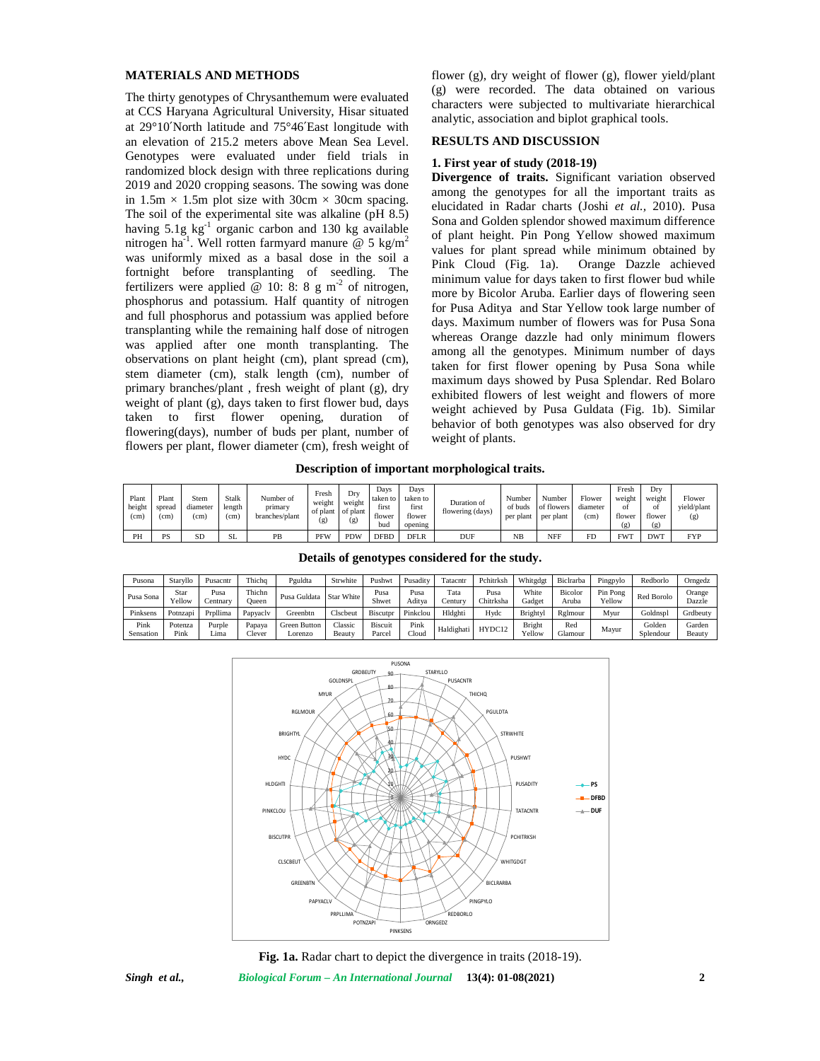## MATERIALS AND METHODS

The thirty genotypes of Chrysanthemum were evaluated at CCS Haryana Agricultural University, Hisar situated at 29°10´North latitude and 75°46´East longitude with an elevation of 215.2 meters above Mean Sea Level. Genotypes were evaluated under field trials in randomized block design with three replications during 2019 and 2020 cropping seasons. The sowing was done in 1.5m × 1.5m plot size with 30cm × 30cm spacing. The soil of the experimental site was alkaline (pH 8.5) having 5.1g $kg^{-1}$ organic carbon and 130 kg available nitrogen $ha^{-1}$. Well rotten farmyard manure @ 5 $kg/m^2$ was uniformly mixed as a basal dose in the soil a fortnight before transplanting of seedling. The fertilizers were applied @ 10: 8: 8 g $m^{-2}$ of nitrogen, phosphorus and potassium. Half quantity of nitrogen and full phosphorus and potassium was applied before transplanting while the remaining half dose of nitrogen was applied after one month transplanting. The observations on plant height (cm), plant spread (cm), stem diameter (cm), stalk length (cm), number of primary branches/plant , fresh weight of plant (g), dry weight of plant (g), days taken to first flower bud, days taken to first flower opening, duration of flowering(days), number of buds per plant, number of flowers per plant, flower diameter (cm), fresh weight of flower (g), dry weight of flower (g), flower yield/plant (g) were recorded. The data obtained on various characters were subjected to multivariate hierarchical analytic, association and biplot graphical tools.

## RESULTS AND DISCUSSION

### 1. First year of study (2018-19)

**Divergence of traits.** Significant variation observed among the genotypes for all the important traits as elucidated in Radar charts (Joshi *et al.,* 2010). Pusa Sona and Golden splendor showed maximum difference of plant height. Pin Pong Yellow showed maximum values for plant spread while minimum obtained by Pink Cloud (Fig. 1a). Orange Dazzle achieved minimum value for days taken to first flower bud while more by Bicolor Aruba. Earlier days of flowering seen for Pusa Aditya and Star Yellow took large number of days. Maximum number of flowers was for Pusa Sona whereas Orange dazzle had only minimum flowers among all the genotypes. Minimum number of days taken for first flower opening by Pusa Sona while maximum days showed by Pusa Splendar. Red Bolaro exhibited flowers of lest weight and flowers of more weight achieved by Pusa Guldata (Fig. 1b). Similar behavior of both genotypes was also observed for dry weight of plants.

**Description of important morphological traits.**

| Plant height (cm) | Plant spread (cm) | Stem diameter (cm) | Stalk length (cm) | Number of primary branches/plant | Fresh weight of plant (g) | Dry weight of plant (g) | Days taken to first flower bud | Days taken to first flower opening | Duration of flowering (days) | Number of buds per plant | Number of flowers per plant | Flower diameter (cm) | Fresh weight of flower (g) | Dry weight of flower (g) | Flower yield/plant (g) |
|---|---|---|---|---|---|---|---|---|---|---|---|---|---|---|---|
| PH | PS | SD | SL | PB | PFW | PDW | DFBD | DFLR | DUF | NB | NFF | FD | FWT | DWT | FYP |

**Details of genotypes considered for the study.**

| | | | | | | | | | | | | | | |
|---|---|---|---|---|---|---|---|---|---|---|---|---|---|---|
| Pusona | Staryllo | Pusacntr | Thichq | Pguldta | Strwhite | Pushwt | Pusadity | Tatacntr | Pchitrksh | Whitgdgt | Biclrarba | Pingpylo | Redborlo | Orngedz |
| Pusa Sona | Star Yellow | Pusa Centnary | Thichn Queen | Pusa Guldata | Star White | Pusa Shwet | Pusa Aditya | Tata Century | Pusa Chitrksha | White Gadget | Bicolor Aruba | Pin Pong Yellow | Red Borolo | Orange Dazzle |
| Pinksens | Potnzapi | Prpllima | Papyaclv | Greenbtn | Clscbeut | Biscutpr | Pinkclou | Hldghti | Hydc | Brightyl | Rglmour | Myur | Goldnspl | Grdbeuty |
| Pink Sensation | Potenza Pink | Purple Lima | Papaya Clever | Green Button Lorenzo | Classic Beauty | Biscuit Parcel | Pink Cloud | Haldighati | HYDC12 | Bright Yellow | Red Glamour | Mayur | Golden Splendour | Garden Beauty |

PUSONA, STARYLLO, PUSACNTR, THICHQ, PGULDTA, STRWHITE, PUSHWT, PUSADITY, TATACNTR, PCHITRKSH, WHITGDGT, BICLRARBA, PINGPYLO, REDBORLO, ORNGEDZ, PINKSENS, POTNZAPI, PRPLLIMA, PAPYACLV, GREENBTN, CLSCBEUT, BISCUTPR, PINKCLOU, HLDGHTI, HYDC, BRIGHTYL, RGLMOUR, MYUR, GOLDNSPL, GRDBEUTY

0, 10, 20, 30, 40, 50, 60, 70, 80, 90

PS, DFBD, DUF

**Fig. 1a.** Radar chart to depict the divergence in traits (2018-19).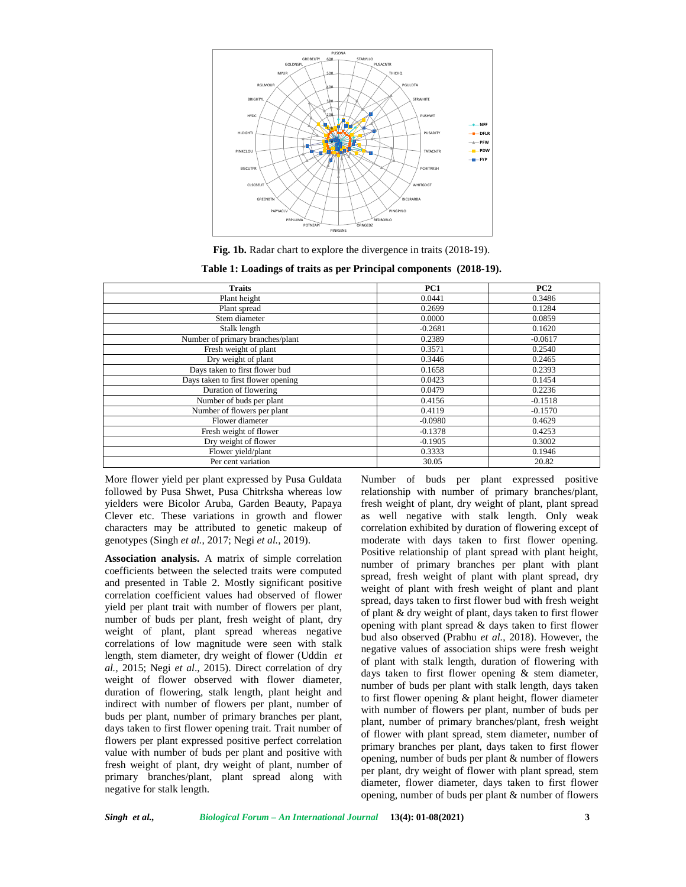PUSONA
STARYLLO
PUSACNTR
THICHQ
PGULDTA
STRWHITE
PUSHWT
PUSADITY
TATACNTR
PCHITRKSH
WHITGDGT
BICLRARBA
PINGPYLO
REDBORLO
ORNGEDZ
PINKSENS
POTNZAPI
PRPLLIMA
PAPYACLV
GREENBTN
CLSCBEUT
BISCUTPR
PINKCLOU
HLDGHTI
HYDC
BRIGHTYL
RGLMOUR
MYUR
GOLDNSPL
GRDBEUTY
600
500
400
300
200
100
NFF
DFLR
PFW
PDW
FYP

**Fig. 1b.** Radar chart to explore the divergence in traits (2018-19).

**Table 1: Loadings of traits as per Principal components (2018-19).**

| Traits | PC1 | PC2 |
|---|---|---|
| Plant height | 0.0441 | 0.3486 |
| Plant spread | 0.2699 | 0.1284 |
| Stem diameter | 0.0000 | 0.0859 |
| Stalk length | -0.2681 | 0.1620 |
| Number of primary branches/plant | 0.2389 | -0.0617 |
| Fresh weight of plant | 0.3571 | 0.2540 |
| Dry weight of plant | 0.3446 | 0.2465 |
| Days taken to first flower bud | 0.1658 | 0.2393 |
| Days taken to first flower opening | 0.0423 | 0.1454 |
| Duration of flowering | 0.0479 | 0.2236 |
| Number of buds per plant | 0.4156 | -0.1518 |
| Number of flowers per plant | 0.4119 | -0.1570 |
| Flower diameter | -0.0980 | 0.4629 |
| Fresh weight of flower | -0.1378 | 0.4253 |
| Dry weight of flower | -0.1905 | 0.3002 |
| Flower yield/plant | 0.3333 | 0.1946 |
| Per cent variation | 30.05 | 20.82 |

More flower yield per plant expressed by Pusa Guldata followed by Pusa Shwet, Pusa Chitrksha whereas low yielders were Bicolor Aruba, Garden Beauty, Papaya Clever etc. These variations in growth and flower characters may be attributed to genetic makeup of genotypes (Singh *et al.,* 2017; Negi *et al.,* 2019).

**Association analysis.** A matrix of simple correlation coefficients between the selected traits were computed and presented in Table 2. Mostly significant positive correlation coefficient values had observed of flower yield per plant trait with number of flowers per plant, number of buds per plant, fresh weight of plant, dry weight of plant, plant spread whereas negative correlations of low magnitude were seen with stalk length, stem diameter, dry weight of flower (Uddin *et al.,* 2015; Negi *et al*., 2015). Direct correlation of dry weight of flower observed with flower diameter, duration of flowering, stalk length, plant height and indirect with number of flowers per plant, number of buds per plant, number of primary branches per plant, days taken to first flower opening trait. Trait number of flowers per plant expressed positive perfect correlation value with number of buds per plant and positive with fresh weight of plant, dry weight of plant, number of primary branches/plant, plant spread along with negative for stalk length.

Number of buds per plant expressed positive relationship with number of primary branches/plant, fresh weight of plant, dry weight of plant, plant spread as well negative with stalk length. Only weak correlation exhibited by duration of flowering except of moderate with days taken to first flower opening. Positive relationship of plant spread with plant height, number of primary branches per plant with plant spread, fresh weight of plant with plant spread, dry weight of plant with fresh weight of plant and plant spread, days taken to first flower bud with fresh weight of plant & dry weight of plant, days taken to first flower opening with plant spread & days taken to first flower bud also observed (Prabhu *et al.,* 2018). However, the negative values of association ships were fresh weight of plant with stalk length, duration of flowering with days taken to first flower opening & stem diameter, number of buds per plant with stalk length, days taken to first flower opening & plant height, flower diameter with number of flowers per plant, number of buds per plant, number of primary branches/plant, fresh weight of flower with plant spread, stem diameter, number of primary branches per plant, days taken to first flower opening, number of buds per plant & number of flowers per plant, dry weight of flower with plant spread, stem diameter, flower diameter, days taken to first flower opening, number of buds per plant & number of flowers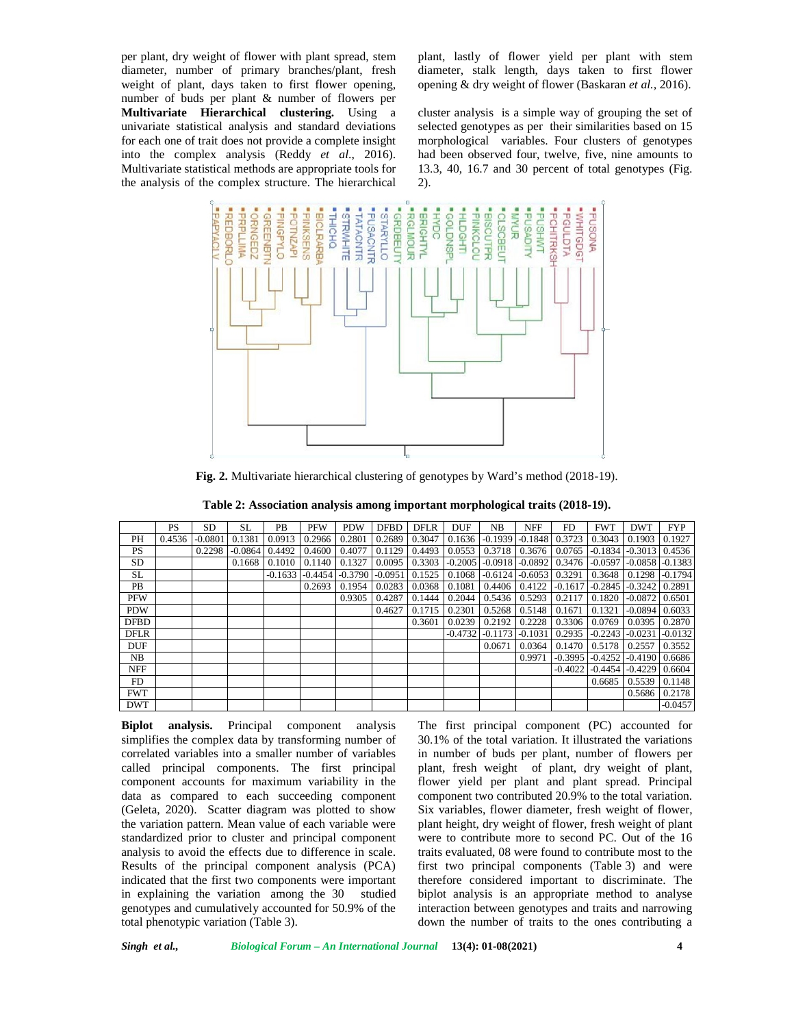per plant, dry weight of flower with plant spread, stem diameter, number of primary branches/plant, fresh weight of plant, days taken to first flower opening, number of buds per plant & number of flowers per plant, lastly of flower yield per plant with stem diameter, stalk length, days taken to first flower opening & dry weight of flower (Baskaran *et al.*, 2016).

**Multivariate Hierarchical clustering.** Using a univariate statistical analysis and standard deviations for each one of trait does not provide a complete insight into the complex analysis (Reddy *et al.*, 2016). Multivariate statistical methods are appropriate tools for the analysis of the complex structure. The hierarchical cluster analysis is a simple way of grouping the set of selected genotypes as per their similarities based on 15 morphological variables. Four clusters of genotypes had been observed four, twelve, five, nine amounts to 13.3, 40, 16.7 and 30 percent of total genotypes (Fig. 2).

PAPYACLV
REDBORLO
PRPLLIMA
ORNGEDZ
GREENBTN
PINGPYLO
POTNZAPI
PINKSENS
BICLRARBA
THICHQ
STRWHITE
TATACNTR
PUSACNTR
STARYLLO
GRDBEUTY
RGLMOUR
BRIGHTYL
HYDC
GOLDNSPL
HLDGHTI
PINKCLOU
BISCUTPR
CLSCBEUT
MYUR
PUSADITY
PUSHWT
PCHITRKSH
PGULDTA
WHITGDGT
PUSONA

**Fig. 2.** Multivariate hierarchical clustering of genotypes by Ward's method (2018-19).

**Table 2: Association analysis among important morphological traits (2018-19).**

| | PS | SD | SL | PB | PFW | PDW | DFBD | DFLR | DUF | NB | NFF | FD | FWT | DWT | FYP |
|---|---|---|---|---|---|---|---|---|---|---|---|---|---|---|---|
| PH | 0.4536 | -0.0801 | 0.1381 | 0.0913 | 0.2966 | 0.2801 | 0.2689 | 0.3047 | 0.1636 | -0.1939 | -0.1848 | 0.3723 | 0.3043 | 0.1903 | 0.1927 |
| PS | | 0.2298 | -0.0864 | 0.4492 | 0.4600 | 0.4077 | 0.1129 | 0.4493 | 0.0553 | 0.3718 | 0.3676 | 0.0765 | -0.1834 | -0.3013 | 0.4536 |
| SD | | | 0.1668 | 0.1010 | 0.1140 | 0.1327 | 0.0095 | 0.3303 | -0.2005 | -0.0918 | -0.0892 | 0.3476 | -0.0597 | -0.0858 | -0.1383 |
| SL | | | | -0.1633 | -0.4454 | -0.3790 | -0.0951 | 0.1525 | 0.1068 | -0.6124 | -0.6053 | 0.3291 | 0.3648 | 0.1298 | -0.1794 |
| PB | | | | | 0.2693 | 0.1954 | 0.0283 | 0.0368 | 0.1081 | 0.4406 | 0.4122 | -0.1617 | -0.2845 | -0.3242 | 0.2891 |
| PFW | | | | | | 0.9305 | 0.4287 | 0.1444 | 0.2044 | 0.5436 | 0.5293 | 0.2117 | 0.1820 | -0.0872 | 0.6501 |
| PDW | | | | | | | 0.4627 | 0.1715 | 0.2301 | 0.5268 | 0.5148 | 0.1671 | 0.1321 | -0.0894 | 0.6033 |
| DFBD | | | | | | | | 0.3601 | 0.0239 | 0.2192 | 0.2228 | 0.3306 | 0.0769 | 0.0395 | 0.2870 |
| DFLR | | | | | | | | | -0.4732 | -0.1173 | -0.1031 | 0.2935 | -0.2243 | -0.0231 | -0.0132 |
| DUF | | | | | | | | | | 0.0671 | 0.0364 | 0.1470 | 0.5178 | 0.2557 | 0.3552 |
| NB | | | | | | | | | | | 0.9971 | -0.3995 | -0.4252 | -0.4190 | 0.6686 |
| NFF | | | | | | | | | | | | -0.4022 | -0.4454 | -0.4229 | 0.6604 |
| FD | | | | | | | | | | | | | 0.6685 | 0.5539 | 0.1148 |
| FWT | | | | | | | | | | | | | | 0.5686 | 0.2178 |
| DWT | | | | | | | | | | | | | | | -0.0457 |

**Biplot analysis.** Principal component analysis simplifies the complex data by transforming number of correlated variables into a smaller number of variables called principal components. The first principal component accounts for maximum variability in the data as compared to each succeeding component (Geleta, 2020). Scatter diagram was plotted to show the variation pattern. Mean value of each variable were standardized prior to cluster and principal component analysis to avoid the effects due to difference in scale. Results of the principal component analysis (PCA) indicated that the first two components were important in explaining the variation among the 30 studied genotypes and cumulatively accounted for 50.9% of the total phenotypic variation (Table 3).

The first principal component (PC) accounted for 30.1% of the total variation. It illustrated the variations in number of buds per plant, number of flowers per plant, fresh weight of plant, dry weight of plant, flower yield per plant and plant spread. Principal component two contributed 20.9% to the total variation. Six variables, flower diameter, fresh weight of flower, plant height, dry weight of flower, fresh weight of plant were to contribute more to second PC. Out of the 16 traits evaluated, 08 were found to contribute most to the first two principal components (Table 3) and were therefore considered important to discriminate. The biplot analysis is an appropriate method to analyse interaction between genotypes and traits and narrowing down the number of traits to the ones contributing a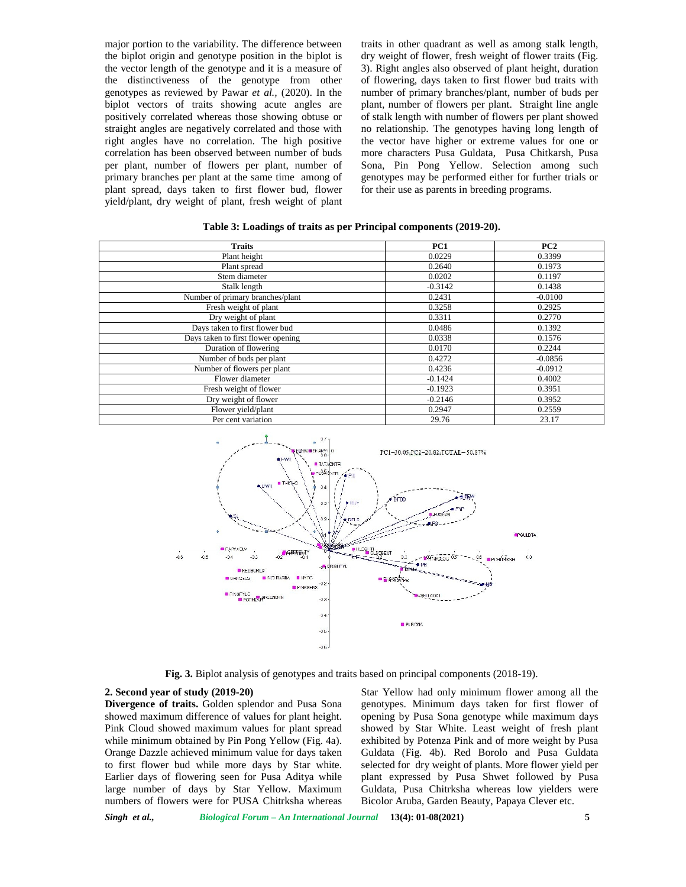major portion to the variability. The difference between the biplot origin and genotype position in the biplot is the vector length of the genotype and it is a measure of the distinctiveness of the genotype from other genotypes as reviewed by Pawar *et al.,* (2020). In the biplot vectors of traits showing acute angles are positively correlated whereas those showing obtuse or straight angles are negatively correlated and those with right angles have no correlation. The high positive correlation has been observed between number of buds per plant, number of flowers per plant, number of primary branches per plant at the same time among of plant spread, days taken to first flower bud, flower yield/plant, dry weight of plant, fresh weight of plant traits in other quadrant as well as among stalk length, dry weight of flower, fresh weight of flower traits (Fig. 3). Right angles also observed of plant height, duration of flowering, days taken to first flower bud traits with number of primary branches/plant, number of buds per plant, number of flowers per plant. Straight line angle of stalk length with number of flowers per plant showed no relationship. The genotypes having long length of the vector have higher or extreme values for one or more characters Pusa Guldata, Pusa Chitkarsh, Pusa Sona, Pin Pong Yellow. Selection among such genotypes may be performed either for further trials or for their use as parents in breeding programs.

**Table 3: Loadings of traits as per Principal components (2019-20).**

| Traits | PC1 | PC2 |
|---|---|---|
| Plant height | 0.0229 | 0.3399 |
| Plant spread | 0.2640 | 0.1973 |
| Stem diameter | 0.0202 | 0.1197 |
| Stalk length | -0.3142 | 0.1438 |
| Number of primary branches/plant | 0.2431 | -0.0100 |
| Fresh weight of plant | 0.3258 | 0.2925 |
| Dry weight of plant | 0.3311 | 0.2770 |
| Days taken to first flower bud | 0.0486 | 0.1392 |
| Days taken to first flower opening | 0.0338 | 0.1576 |
| Duration of flowering | 0.0170 | 0.2244 |
| Number of buds per plant | 0.4272 | -0.0856 |
| Number of flowers per plant | 0.4236 | -0.0912 |
| Flower diameter | -0.1424 | 0.4002 |
| Fresh weight of flower | -0.1923 | 0.3951 |
| Dry weight of flower | -0.2146 | 0.3952 |
| Flower yield/plant | 0.2947 | 0.2559 |
| Per cent variation | 29.76 | 23.17 |

PC1=30.05,PC2=20.82;TOTAL=50.87%

**Fig. 3.** Biplot analysis of genotypes and traits based on principal components (2018-19).

## 2. Second year of study (2019-20)

**Divergence of traits.** Golden splendor and Pusa Sona showed maximum difference of values for plant height. Pink Cloud showed maximum values for plant spread while minimum obtained by Pin Pong Yellow (Fig. 4a). Orange Dazzle achieved minimum value for days taken to first flower bud while more days by Star white. Earlier days of flowering seen for Pusa Aditya while large number of days by Star Yellow. Maximum numbers of flowers were for PUSA Chitrksha whereas Star Yellow had only minimum flower among all the genotypes. Minimum days taken for first flower of opening by Pusa Sona genotype while maximum days showed by Star White. Least weight of fresh plant exhibited by Potenza Pink and of more weight by Pusa Guldata (Fig. 4b). Red Borolo and Pusa Guldata selected for dry weight of plants. More flower yield per plant expressed by Pusa Shwet followed by Pusa Guldata, Pusa Chitrksha whereas low yielders were Bicolor Aruba, Garden Beauty, Papaya Clever etc.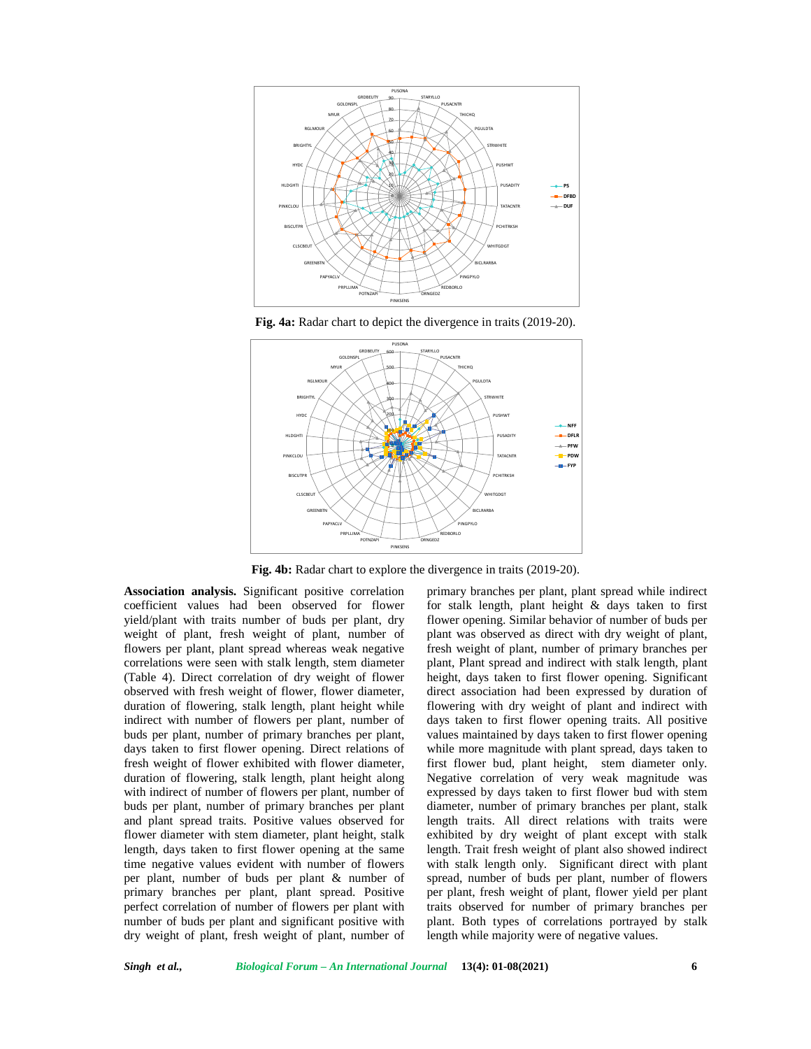PUSONA
STARYLLO
PUSACNTR
THICHQ
PGULDTA
STRWHITE
PUSHWT
PUSADITY
TATACNTR
PCHITRKSH
WHITGDGT
BICLRARBA
PINGPYLO
REDBORLO
ORNGEDZ
PINKSENS
POTNZAPI
PRPLLIMA
PAPYACLV
GREENBTN
CLSCBEUT
BISCUTPR
PINKCLOU
HLDGHTI
HYDC
BRIGHTYL
RGLMOUR
MYUR
GOLDNSPL
GRDBEUTY
90
80
70
60
50
40
30
20
10
0
PS
DFBD
DUF

**Fig. 4a:** Radar chart to depict the divergence in traits (2019-20).

PUSONA
STARYLLO
PUSACNTR
THICHQ
PGULDTA
STRWHITE
PUSHWT
PUSADITY
TATACNTR
PCHITRKSH
WHITGDGT
BICLRARBA
PINGPYLO
REDBORLO
ORNGEDZ
PINKSENS
POTNZAPI
PRPLLIMA
PAPYACLV
GREENBTN
CLSCBEUT
BISCUTPR
PINKCLOU
HLDGHTI
HYDC
BRIGHTYL
RGLMOUR
MYUR
GOLDNSPL
GRDBEUTY
600
500
400
300
200
NFF
DFLR
PFW
PDW
FYP

**Fig. 4b:** Radar chart to explore the divergence in traits (2019-20).

**Association analysis.** Significant positive correlation coefficient values had been observed for flower yield/plant with traits number of buds per plant, dry weight of plant, fresh weight of plant, number of flowers per plant, plant spread whereas weak negative correlations were seen with stalk length, stem diameter (Table 4). Direct correlation of dry weight of flower observed with fresh weight of flower, flower diameter, duration of flowering, stalk length, plant height while indirect with number of flowers per plant, number of buds per plant, number of primary branches per plant, days taken to first flower opening. Direct relations of fresh weight of flower exhibited with flower diameter, duration of flowering, stalk length, plant height along with indirect of number of flowers per plant, number of buds per plant, number of primary branches per plant and plant spread traits. Positive values observed for flower diameter with stem diameter, plant height, stalk length, days taken to first flower opening at the same time negative values evident with number of flowers per plant, number of buds per plant & number of primary branches per plant, plant spread. Positive perfect correlation of number of flowers per plant with number of buds per plant and significant positive with dry weight of plant, fresh weight of plant, number of primary branches per plant, plant spread while indirect for stalk length, plant height & days taken to first flower opening. Similar behavior of number of buds per plant was observed as direct with dry weight of plant, fresh weight of plant, number of primary branches per plant, Plant spread and indirect with stalk length, plant height, days taken to first flower opening. Significant direct association had been expressed by duration of flowering with dry weight of plant and indirect with days taken to first flower opening traits. All positive values maintained by days taken to first flower opening while more magnitude with plant spread, days taken to first flower bud, plant height, stem diameter only. Negative correlation of very weak magnitude was expressed by days taken to first flower bud with stem diameter, number of primary branches per plant, stalk length traits. All direct relations with traits were exhibited by dry weight of plant except with stalk length. Trait fresh weight of plant also showed indirect with stalk length only. Significant direct with plant spread, number of buds per plant, number of flowers per plant, fresh weight of plant, flower yield per plant traits observed for number of primary branches per plant. Both types of correlations portrayed by stalk length while majority were of negative values.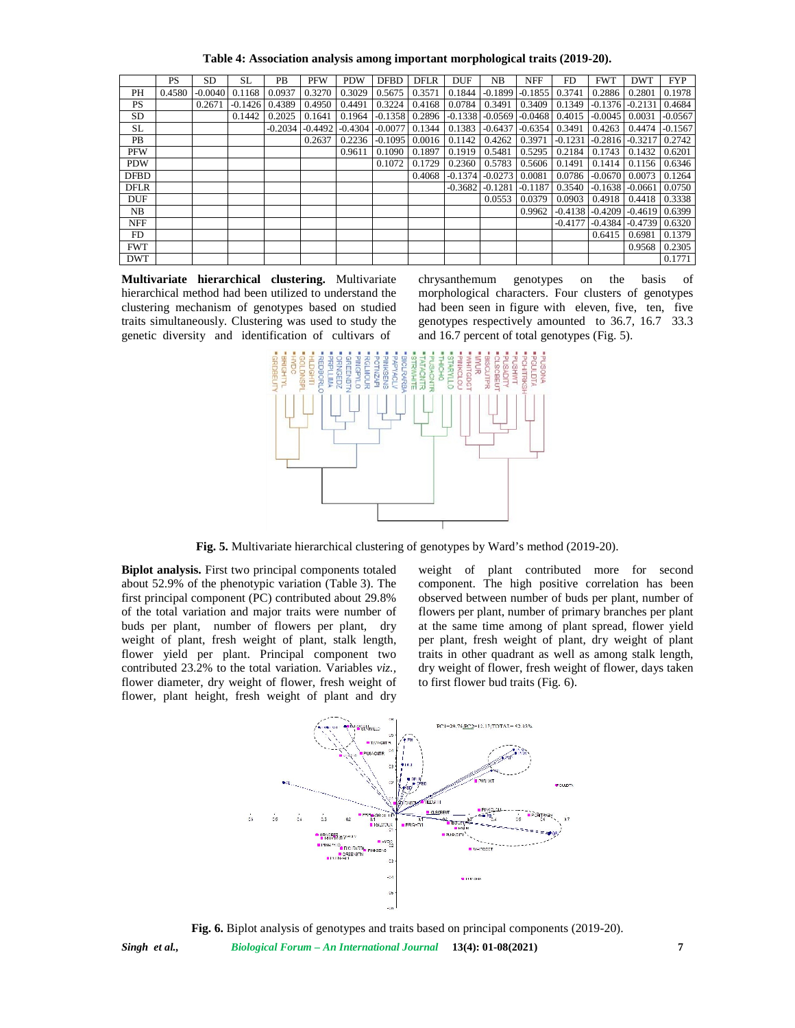**Table 4: Association analysis among important morphological traits (2019-20).**

| | PS | SD | SL | PB | PFW | PDW | DFBD | DFLR | DUF | NB | NFF | FD | FWT | DWT | FYP |
|---|---|---|---|---|---|---|---|---|---|---|---|---|---|---|---|
| PH | 0.4580 | -0.0040 | 0.1168 | 0.0937 | 0.3270 | 0.3029 | 0.5675 | 0.3571 | 0.1844 | -0.1899 | -0.1855 | 0.3741 | 0.2886 | 0.2801 | 0.1978 |
| PS | | 0.2671 | -0.1426 | 0.4389 | 0.4950 | 0.4491 | 0.3224 | 0.4168 | 0.0784 | 0.3491 | 0.3409 | 0.1349 | -0.1376 | -0.2131 | 0.4684 |
| SD | | | 0.1442 | 0.2025 | 0.1641 | 0.1964 | -0.1358 | 0.2896 | -0.1338 | -0.0569 | -0.0468 | 0.4015 | -0.0045 | 0.0031 | -0.0567 |
| SL | | | | -0.2034 | -0.4492 | -0.4304 | -0.0077 | 0.1344 | 0.1383 | -0.6437 | -0.6354 | 0.3491 | 0.4263 | 0.4474 | -0.1567 |
| PB | | | | | 0.2637 | 0.2236 | -0.1095 | 0.0016 | 0.1142 | 0.4262 | 0.3971 | -0.1231 | -0.2816 | -0.3217 | 0.2742 |
| PFW | | | | | | 0.9611 | 0.1090 | 0.1897 | 0.1919 | 0.5481 | 0.5295 | 0.2184 | 0.1743 | 0.1432 | 0.6201 |
| PDW | | | | | | | 0.1072 | 0.1729 | 0.2360 | 0.5783 | 0.5606 | 0.1491 | 0.1414 | 0.1156 | 0.6346 |
| DFBD | | | | | | | | 0.4068 | -0.1374 | -0.0273 | 0.0081 | 0.0786 | -0.0670 | 0.0073 | 0.1264 |
| DFLR | | | | | | | | | -0.3682 | -0.1281 | -0.1187 | 0.3540 | -0.1638 | -0.0661 | 0.0750 |
| DUF | | | | | | | | | | 0.0553 | 0.0379 | 0.0903 | 0.4918 | 0.4418 | 0.3338 |
| NB | | | | | | | | | | | 0.9962 | -0.4138 | -0.4209 | -0.4619 | 0.6399 |
| NFF | | | | | | | | | | | | -0.4177 | -0.4384 | -0.4739 | 0.6320 |
| FD | | | | | | | | | | | | | 0.6415 | 0.6981 | 0.1379 |
| FWT | | | | | | | | | | | | | | 0.9568 | 0.2305 |
| DWT | | | | | | | | | | | | | | | 0.1771 |

**Multivariate hierarchical clustering.** Multivariate hierarchical method had been utilized to understand the clustering mechanism of genotypes based on studied traits simultaneously. Clustering was used to study the genetic diversity and identification of cultivars of chrysanthemum genotypes on the basis of morphological characters. Four clusters of genotypes had been seen in figure with eleven, five, ten, five genotypes respectively amounted to 36.7, 16.7 33.3 and 16.7 percent of total genotypes (Fig. 5).

**Fig. 5.** Multivariate hierarchical clustering of genotypes by Ward's method (2019-20).

**Biplot analysis.** First two principal components totaled about 52.9% of the phenotypic variation (Table 3). The first principal component (PC) contributed about 29.8% of the total variation and major traits were number of buds per plant, number of flowers per plant, dry weight of plant, fresh weight of plant, stalk length, flower yield per plant. Principal component two contributed 23.2% to the total variation. Variables *viz.*, flower diameter, dry weight of flower, fresh weight of flower, plant height, fresh weight of plant and dry weight of plant contributed more for second component. The high positive correlation has been observed between number of buds per plant, number of flowers per plant, number of primary branches per plant at the same time among of plant spread, flower yield per plant, fresh weight of plant, dry weight of plant traits in other quadrant as well as among stalk length, dry weight of flower, fresh weight of flower, days taken to first flower bud traits (Fig. 6).

**Fig. 6.** Biplot analysis of genotypes and traits based on principal components (2019-20).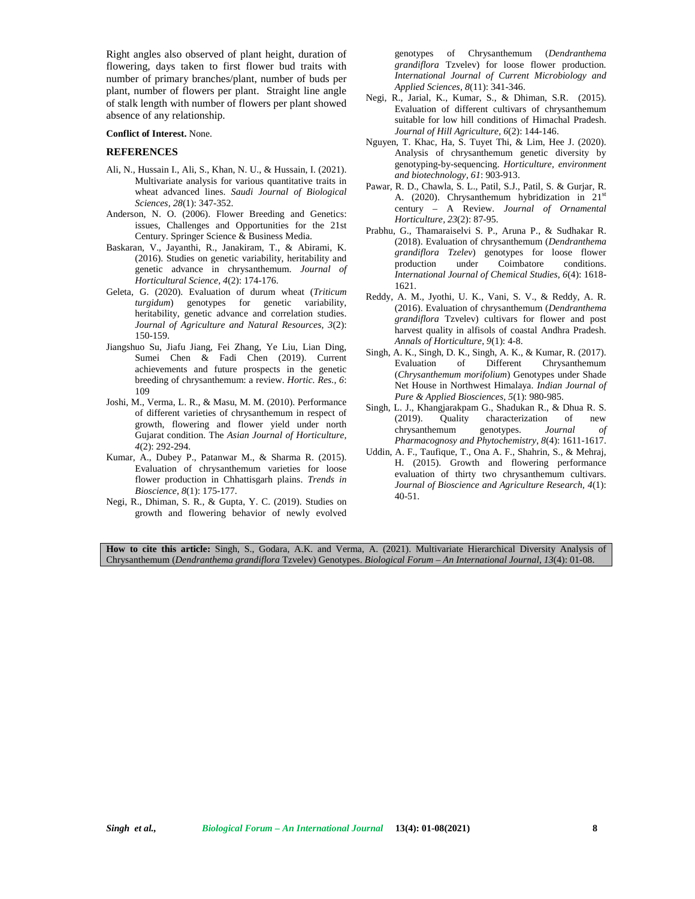Right angles also observed of plant height, duration of flowering, days taken to first flower bud traits with number of primary branches/plant, number of buds per plant, number of flowers per plant. Straight line angle of stalk length with number of flowers per plant showed absence of any relationship.

**Conflict of Interest.** None.

## REFERENCES

Ali, N., Hussain I., Ali, S., Khan, N. U., & Hussain, I. (2021). Multivariate analysis for various quantitative traits in wheat advanced lines. *Saudi Journal of Biological Sciences, 28*(1): 347-352.

Anderson, N. O. (2006). Flower Breeding and Genetics: issues, Challenges and Opportunities for the 21st Century. Springer Science & Business Media.

Baskaran, V., Jayanthi, R., Janakiram, T., & Abirami, K. (2016). Studies on genetic variability, heritability and genetic advance in chrysanthemum. *Journal of Horticultural Science, 4*(2): 174-176.

Geleta, G. (2020). Evaluation of durum wheat (*Triticum turgidum*) genotypes for genetic variability, heritability, genetic advance and correlation studies. *Journal of Agriculture and Natural Resources, 3*(2): 150-159.

Jiangshuo Su, Jiafu Jiang, Fei Zhang, Ye Liu, Lian Ding, Sumei Chen & Fadi Chen (2019). Current achievements and future prospects in the genetic breeding of chrysanthemum: a review. *Hortic. Res., 6*: 109

Joshi, M., Verma, L. R., & Masu, M. M. (2010). Performance of different varieties of chrysanthemum in respect of growth, flowering and flower yield under north Gujarat condition. The *Asian Journal of Horticulture, 4*(2): 292-294.

Kumar, A., Dubey P., Patanwar M., & Sharma R. (2015). Evaluation of chrysanthemum varieties for loose flower production in Chhattisgarh plains. *Trends in Bioscience, 8*(1): 175-177.

Negi, R., Dhiman, S. R., & Gupta, Y. C. (2019). Studies on growth and flowering behavior of newly evolved genotypes of Chrysanthemum (*Dendranthema grandiflora* Tzvelev) for loose flower production. *International Journal of Current Microbiology and Applied Sciences, 8*(11): 341-346.

Negi, R., Jarial, K., Kumar, S., & Dhiman, S.R. (2015). Evaluation of different cultivars of chrysanthemum suitable for low hill conditions of Himachal Pradesh. *Journal of Hill Agriculture, 6*(2): 144-146.

Nguyen, T. Khac, Ha, S. Tuyet Thi, & Lim, Hee J. (2020). Analysis of chrysanthemum genetic diversity by genotyping-by-sequencing. *Horticulture, environment and biotechnology, 61*: 903-913.

Pawar, R. D., Chawla, S. L., Patil, S.J., Patil, S. & Gurjar, R. A. (2020). Chrysanthemum hybridization in 21st century – A Review. *Journal of Ornamental Horticulture, 23*(2): 87-95.

Prabhu, G., Thamaraiselvi S. P., Aruna P., & Sudhakar R. (2018). Evaluation of chrysanthemum (*Dendranthema grandiflora Tzelev*) genotypes for loose flower production under Coimbatore conditions. *International Journal of Chemical Studies, 6*(4): 1618-1621.

Reddy, A. M., Jyothi, U. K., Vani, S. V., & Reddy, A. R. (2016). Evaluation of chrysanthemum (*Dendranthema grandiflora* Tzvelev) cultivars for flower and post harvest quality in alfisols of coastal Andhra Pradesh. *Annals of Horticulture, 9*(1): 4-8.

Singh, A. K., Singh, D. K., Singh, A. K., & Kumar, R. (2017). Evaluation of Different Chrysanthemum (*Chrysanthemum morifolium*) Genotypes under Shade Net House in Northwest Himalaya. *Indian Journal of Pure & Applied Biosciences, 5*(1): 980-985.

Singh, L. J., Khangjarakpam G., Shadukan R., & Dhua R. S. (2019). Quality characterization of new chrysanthemum genotypes. *Journal of Pharmacognosy and Phytochemistry, 8*(4): 1611-1617.

Uddin, A. F., Taufique, T., Ona A. F., Shahrin, S., & Mehraj, H. (2015). Growth and flowering performance evaluation of thirty two chrysanthemum cultivars. *Journal of Bioscience and Agriculture Research, 4*(1): 40-51.

**How to cite this article:** Singh, S., Godara, A.K. and Verma, A. (2021). Multivariate Hierarchical Diversity Analysis of Chrysanthemum (*Dendranthema grandiflora* Tzvelev) Genotypes. *Biological Forum – An International Journal, 13*(4): 01-08.